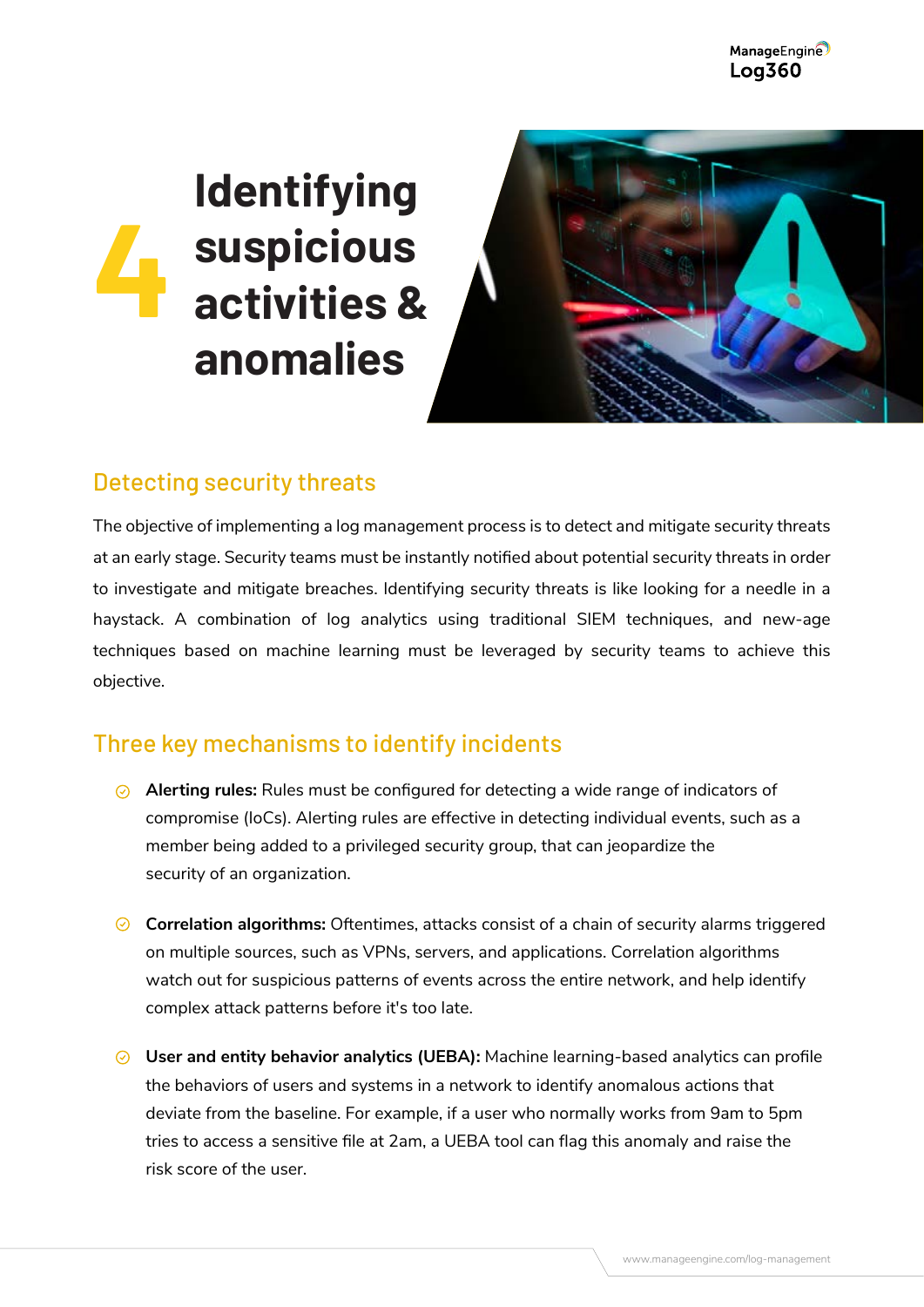# 4 Identifying suspicious activities & anomalies

## Detecting security threats

The objective of implementing a log management process is to detect and mitigate security threats at an early stage. Security teams must be instantly notified about potential security threats in order to investigate and mitigate breaches. Identifying security threats is like looking for a needle in a haystack. A combination of log analytics using traditional SIEM techniques, and new-age techniques based on machine learning must be leveraged by security teams to achieve this objective.

## Three key mechanisms to identify incidents

- **Alerting rules:** Rules must be configured for detecting a wide range of indicators of compromise (IoCs). Alerting rules are effective in detecting individual events, such as a member being added to a privileged security group, that can jeopardize the security of an organization.

- **Correlation algorithms:** Oftentimes, attacks consist of a chain of security alarms triggered on multiple sources, such as VPNs, servers, and applications. Correlation algorithms watch out for suspicious patterns of events across the entire network, and help identify complex attack patterns before it's too late.

- **User and entity behavior analytics (UEBA):** Machine learning-based analytics can profile the behaviors of users and systems in a network to identify anomalous actions that deviate from the baseline. For example, if a user who normally works from 9am to 5pm tries to access a sensitive file at 2am, a UEBA tool can flag this anomaly and raise the risk score of the user.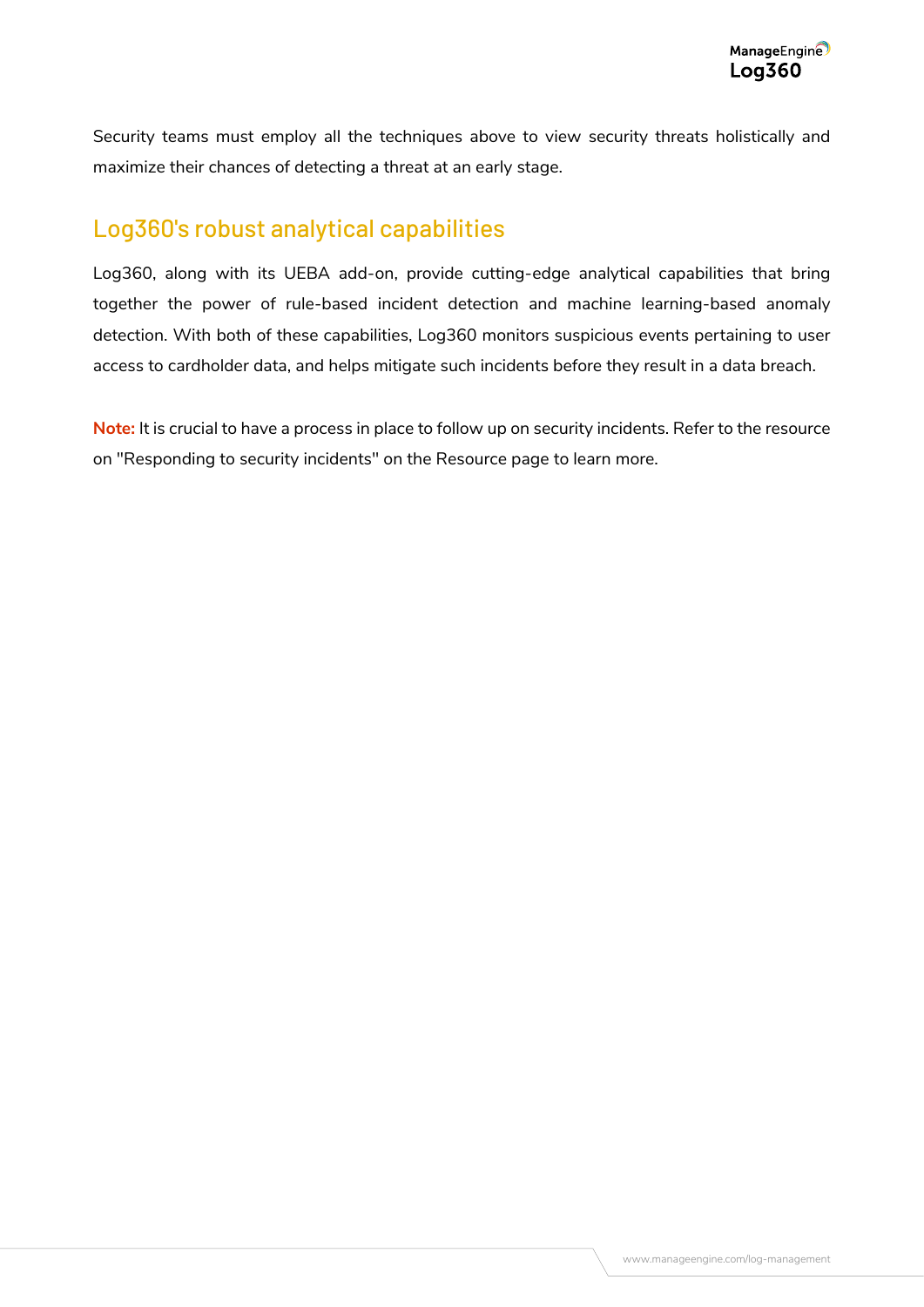Security teams must employ all the techniques above to view security threats holistically and maximize their chances of detecting a threat at an early stage.

## Log360's robust analytical capabilities

Log360, along with its UEBA add-on, provide cutting-edge analytical capabilities that bring together the power of rule-based incident detection and machine learning-based anomaly detection. With both of these capabilities, Log360 monitors suspicious events pertaining to user access to cardholder data, and helps mitigate such incidents before they result in a data breach.

**Note:** It is crucial to have a process in place to follow up on security incidents. Refer to the resource on "Responding to security incidents" on the Resource page to learn more.